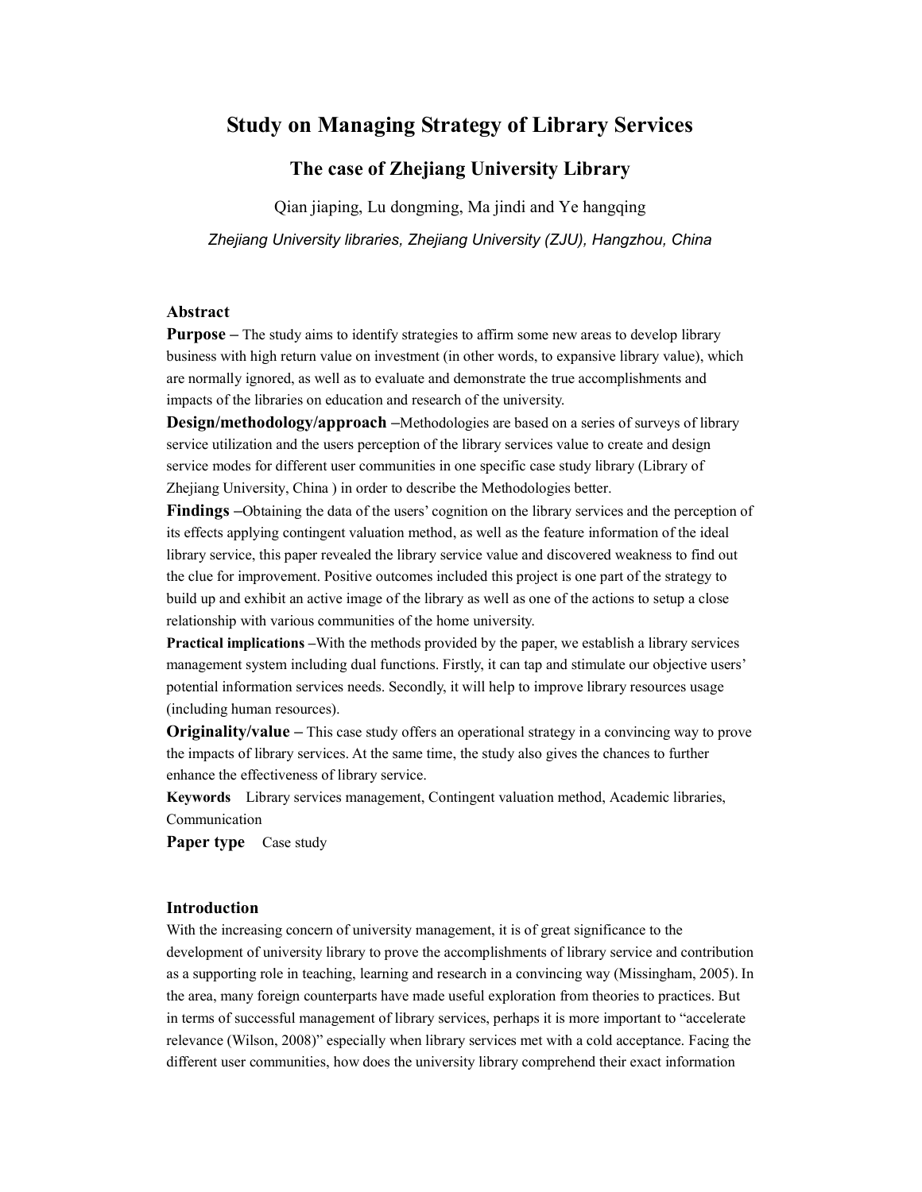# Study on Managing Strategy of Library Services

## The case of Zhejiang University Library

Qian jiaping, Lu dongming, Ma jindi and Ye hangqing

*Zhejiang University libraries, Zhejiang University (ZJU), Hangzhou, China*

### Abstract

**Purpose –** The study aims to identify strategies to affirm some new areas to develop library business with high return value on investment (in other words, to expansive library value), which are normally ignored, as well as to evaluate and demonstrate the true accomplishments and impacts of the libraries on education and research of the university.

**Design/methodology/approach –**Methodologies are based on a series of surveys of library service utilization and the users perception of the library services value to create and design service modes for different user communities in one specific case study library (Library of Zhejiang University, China ) in order to describe the Methodologies better.

**Findings –**Obtaining the data of the users' cognition on the library services and the perception of its effects applying contingent valuation method, as well as the feature information of the ideal library service, this paper revealed the library service value and discovered weakness to find out the clue for improvement. Positive outcomes included this project is one part of the strategy to build up and exhibit an active image of the library as well as one of the actions to setup a close relationship with various communities of the home university.

**Practical implications –**With the methods provided by the paper, we establish a library services management system including dual functions. Firstly, it can tap and stimulate our objective users' potential information services needs. Secondly, it will help to improve library resources usage (including human resources).

**Originality/value –** This case study offers an operational strategy in a convincing way to prove the impacts of library services. At the same time, the study also gives the chances to further enhance the effectiveness of library service.

**Keywords** Library services management, Contingent valuation method, Academic libraries, Communication

**Paper type** Case study

### Introduction

With the increasing concern of university management, it is of great significance to the development of university library to prove the accomplishments of library service and contribution as a supporting role in teaching, learning and research in a convincing way (Missingham, 2005). In the area, many foreign counterparts have made useful exploration from theories to practices. But in terms of successful management of library services, perhaps it is more important to "accelerate relevance (Wilson, 2008)" especially when library services met with a cold acceptance. Facing the different user communities, how does the university library comprehend their exact information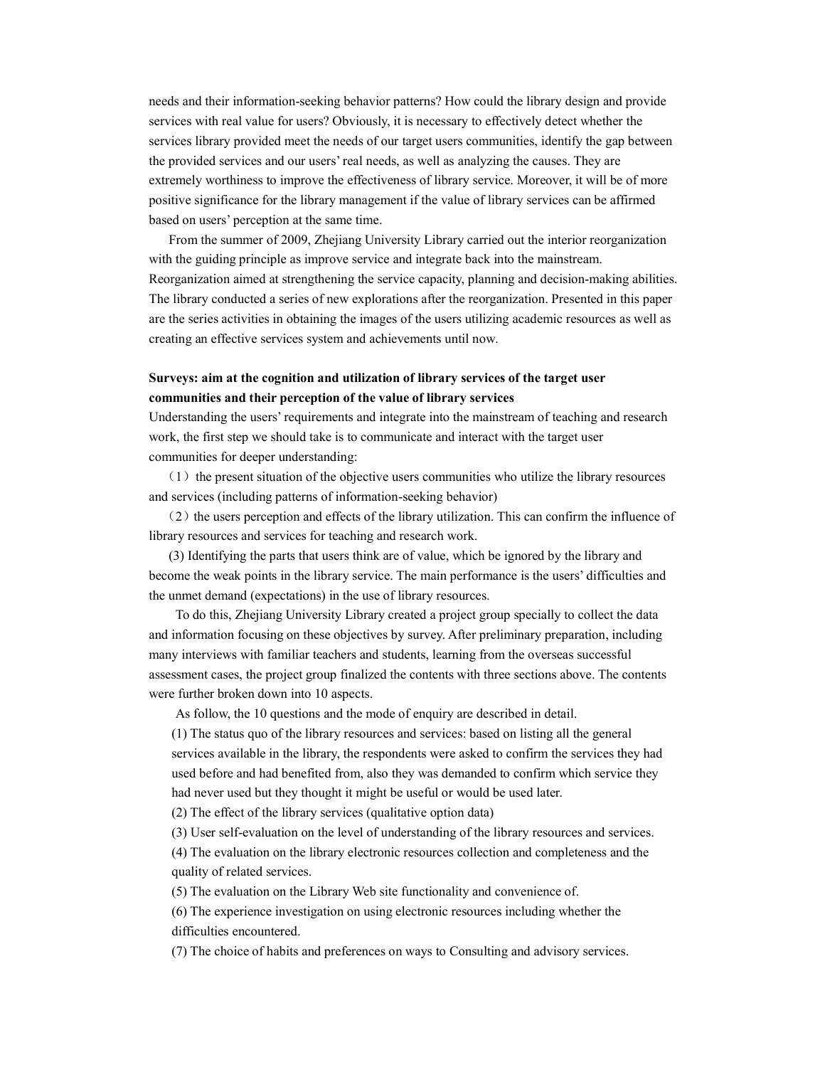needs and their information-seeking behavior patterns? How could the library design and provide services with real value for users? Obviously, it is necessary to effectively detect whether the services library provided meet the needs of our target users communities, identify the gap between the provided services and our users' real needs, as well as analyzing the causes. They are extremely worthiness to improve the effectiveness of library service. Moreover, it will be of more positive significance for the library management if the value of library services can be affirmed based on users' perception at the same time.

From the summer of 2009, Zhejiang University Library carried out the interior reorganization with the guiding principle as improve service and integrate back into the mainstream. Reorganization aimed at strengthening the service capacity, planning and decision-making abilities. The library conducted a series of new explorations after the reorganization. Presented in this paper are the series activities in obtaining the images of the users utilizing academic resources as well as creating an effective services system and achievements until now.

**Surveys: aim at the cognition and utilization of library services of the target user communities and their perception of the value of library services**

Understanding the users' requirements and integrate into the mainstream of teaching and research work, the first step we should take is to communicate and interact with the target user communities for deeper understanding:

（1）the present situation of the objective users communities who utilize the library resources and services (including patterns of information-seeking behavior)

（2）the users perception and effects of the library utilization. This can confirm the influence of library resources and services for teaching and research work.

(3) Identifying the parts that users think are of value, which be ignored by the library and become the weak points in the library service. The main performance is the users' difficulties and the unmet demand (expectations) in the use of library resources.

To do this, Zhejiang University Library created a project group specially to collect the data and information focusing on these objectives by survey. After preliminary preparation, including many interviews with familiar teachers and students, learning from the overseas successful assessment cases, the project group finalized the contents with three sections above. The contents were further broken down into 10 aspects.

As follow, the 10 questions and the mode of enquiry are described in detail.

(1) The status quo of the library resources and services: based on listing all the general services available in the library, the respondents were asked to confirm the services they had used before and had benefited from, also they was demanded to confirm which service they had never used but they thought it might be useful or would be used later.

(2) The effect of the library services (qualitative option data)

(3) User self-evaluation on the level of understanding of the library resources and services.

(4) The evaluation on the library electronic resources collection and completeness and the quality of related services.

(5) The evaluation on the Library Web site functionality and convenience of.

(6) The experience investigation on using electronic resources including whether the difficulties encountered.

(7) The choice of habits and preferences on ways to Consulting and advisory services.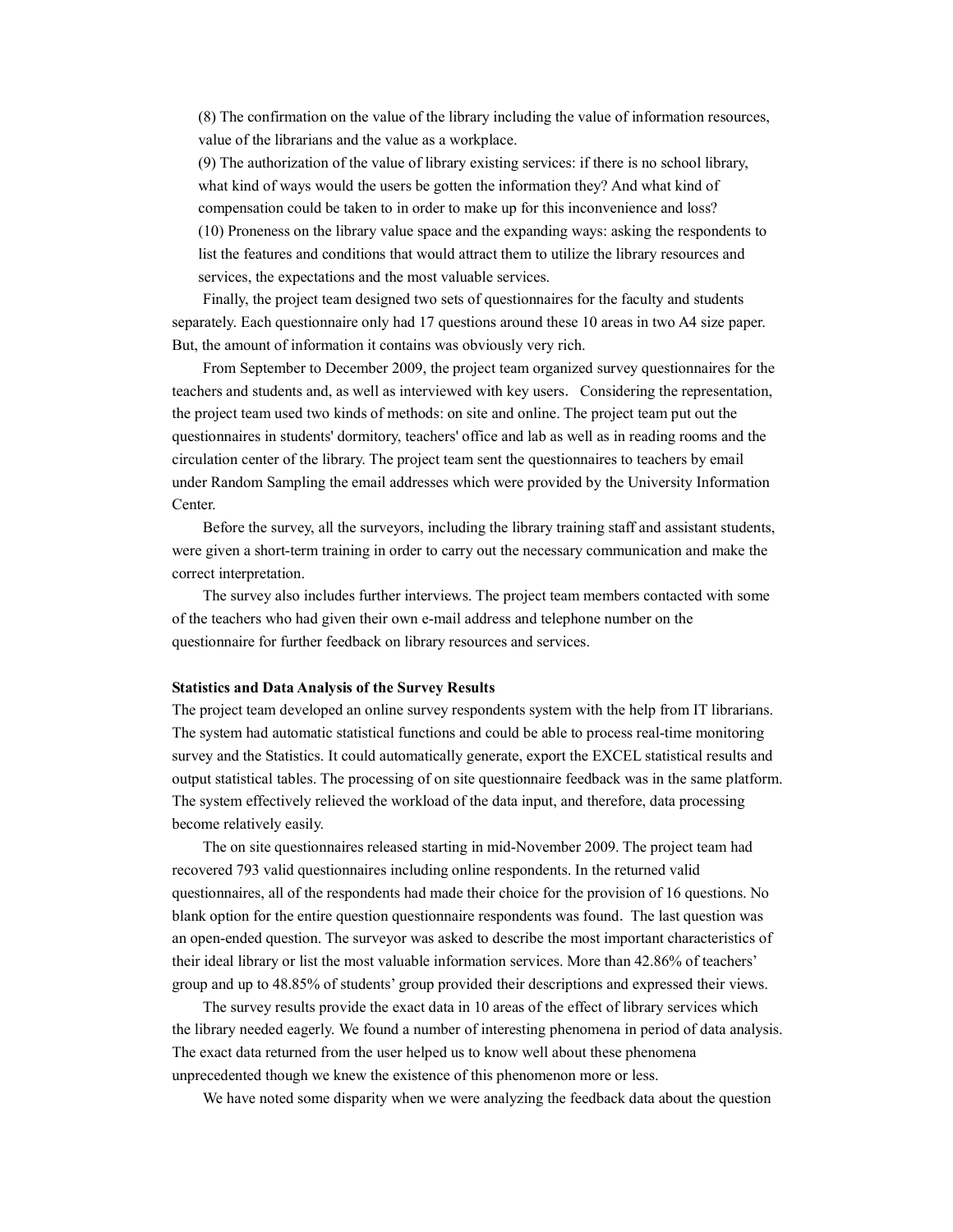(8) The confirmation on the value of the library including the value of information resources, value of the librarians and the value as a workplace.

(9) The authorization of the value of library existing services: if there is no school library, what kind of ways would the users be gotten the information they? And what kind of compensation could be taken to in order to make up for this inconvenience and loss?

(10) Proneness on the library value space and the expanding ways: asking the respondents to list the features and conditions that would attract them to utilize the library resources and services, the expectations and the most valuable services.

Finally, the project team designed two sets of questionnaires for the faculty and students separately. Each questionnaire only had 17 questions around these 10 areas in two A4 size paper. But, the amount of information it contains was obviously very rich.

From September to December 2009, the project team organized survey questionnaires for the teachers and students and, as well as interviewed with key users. Considering the representation, the project team used two kinds of methods: on site and online. The project team put out the questionnaires in students' dormitory, teachers' office and lab as well as in reading rooms and the circulation center of the library. The project team sent the questionnaires to teachers by email under Random Sampling the email addresses which were provided by the University Information Center.

Before the survey, all the surveyors, including the library training staff and assistant students, were given a short-term training in order to carry out the necessary communication and make the correct interpretation.

The survey also includes further interviews. The project team members contacted with some of the teachers who had given their own e-mail address and telephone number on the questionnaire for further feedback on library resources and services.

**Statistics and Data Analysis of the Survey Results**

The project team developed an online survey respondents system with the help from IT librarians. The system had automatic statistical functions and could be able to process real-time monitoring survey and the Statistics. It could automatically generate, export the EXCEL statistical results and output statistical tables. The processing of on site questionnaire feedback was in the same platform. The system effectively relieved the workload of the data input, and therefore, data processing become relatively easily.

The on site questionnaires released starting in mid-November 2009. The project team had recovered 793 valid questionnaires including online respondents. In the returned valid questionnaires, all of the respondents had made their choice for the provision of 16 questions. No blank option for the entire question questionnaire respondents was found. The last question was an open-ended question. The surveyor was asked to describe the most important characteristics of their ideal library or list the most valuable information services. More than 42.86% of teachers' group and up to 48.85% of students' group provided their descriptions and expressed their views.

The survey results provide the exact data in 10 areas of the effect of library services which the library needed eagerly. We found a number of interesting phenomena in period of data analysis. The exact data returned from the user helped us to know well about these phenomena unprecedented though we knew the existence of this phenomenon more or less.

We have noted some disparity when we were analyzing the feedback data about the question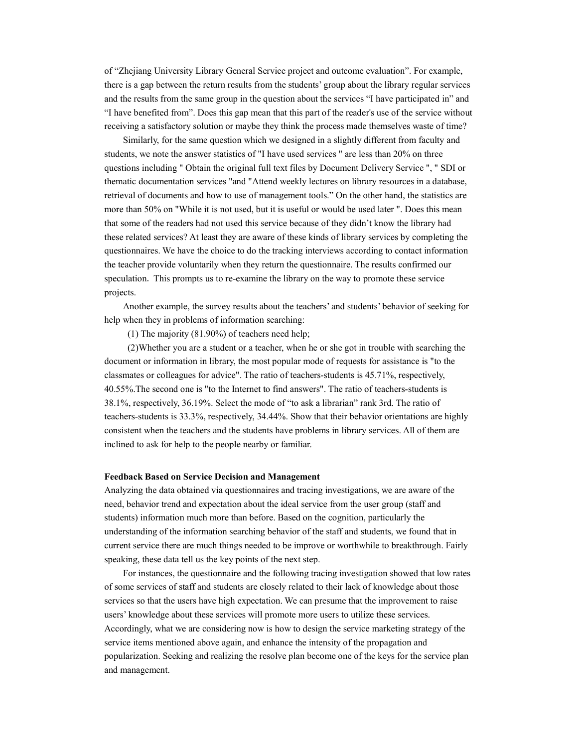of “Zhejiang University Library General Service project and outcome evaluation”. For example, there is a gap between the return results from the students’ group about the library regular services and the results from the same group in the question about the services “I have participated in” and “I have benefited from”. Does this gap mean that this part of the reader's use of the service without receiving a satisfactory solution or maybe they think the process made themselves waste of time?

Similarly, for the same question which we designed in a slightly different from faculty and students, we note the answer statistics of "I have used services " are less than 20% on three questions including " Obtain the original full text files by Document Delivery Service ", " SDI or thematic documentation services "and "Attend weekly lectures on library resources in a database, retrieval of documents and how to use of management tools.” On the other hand, the statistics are more than 50% on "While it is not used, but it is useful or would be used later ". Does this mean that some of the readers had not used this service because of they didn’t know the library had these related services? At least they are aware of these kinds of library services by completing the questionnaires. We have the choice to do the tracking interviews according to contact information the teacher provide voluntarily when they return the questionnaire. The results confirmed our speculation. This prompts us to re-examine the library on the way to promote these service projects.

Another example, the survey results about the teachers’ and students’ behavior of seeking for help when they in problems of information searching:

(1) The majority (81.90%) of teachers need help;

(2)Whether you are a student or a teacher, when he or she got in trouble with searching the document or information in library, the most popular mode of requests for assistance is "to the classmates or colleagues for advice". The ratio of teachers-students is 45.71%, respectively, 40.55%.The second one is "to the Internet to find answers". The ratio of teachers-students is 38.1%, respectively, 36.19%. Select the mode of “to ask a librarian” rank 3rd. The ratio of teachers-students is 33.3%, respectively, 34.44%. Show that their behavior orientations are highly consistent when the teachers and the students have problems in library services. All of them are inclined to ask for help to the people nearby or familiar.

**Feedback Based on Service Decision and Management**

Analyzing the data obtained via questionnaires and tracing investigations, we are aware of the need, behavior trend and expectation about the ideal service from the user group (staff and students) information much more than before. Based on the cognition, particularly the understanding of the information searching behavior of the staff and students, we found that in current service there are much things needed to be improve or worthwhile to breakthrough. Fairly speaking, these data tell us the key points of the next step.

For instances, the questionnaire and the following tracing investigation showed that low rates of some services of staff and students are closely related to their lack of knowledge about those services so that the users have high expectation. We can presume that the improvement to raise users’ knowledge about these services will promote more users to utilize these services. Accordingly, what we are considering now is how to design the service marketing strategy of the service items mentioned above again, and enhance the intensity of the propagation and popularization. Seeking and realizing the resolve plan become one of the keys for the service plan and management.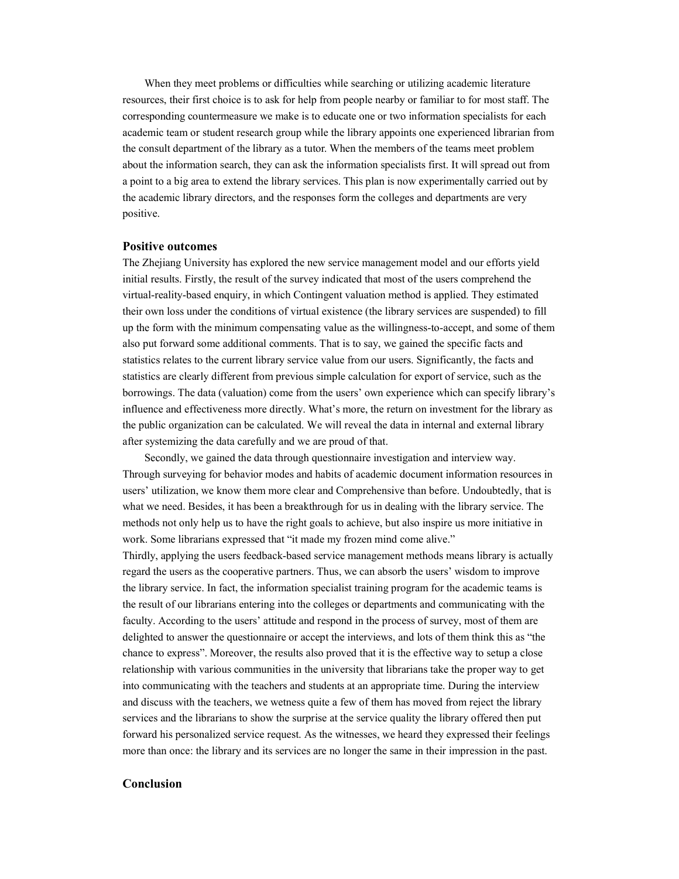When they meet problems or difficulties while searching or utilizing academic literature resources, their first choice is to ask for help from people nearby or familiar to for most staff. The corresponding countermeasure we make is to educate one or two information specialists for each academic team or student research group while the library appoints one experienced librarian from the consult department of the library as a tutor. When the members of the teams meet problem about the information search, they can ask the information specialists first. It will spread out from a point to a big area to extend the library services. This plan is now experimentally carried out by the academic library directors, and the responses form the colleges and departments are very positive.

## Positive outcomes

The Zhejiang University has explored the new service management model and our efforts yield initial results. Firstly, the result of the survey indicated that most of the users comprehend the virtual-reality-based enquiry, in which Contingent valuation method is applied. They estimated their own loss under the conditions of virtual existence (the library services are suspended) to fill up the form with the minimum compensating value as the willingness-to-accept, and some of them also put forward some additional comments. That is to say, we gained the specific facts and statistics relates to the current library service value from our users. Significantly, the facts and statistics are clearly different from previous simple calculation for export of service, such as the borrowings. The data (valuation) come from the users' own experience which can specify library's influence and effectiveness more directly. What's more, the return on investment for the library as the public organization can be calculated. We will reveal the data in internal and external library after systemizing the data carefully and we are proud of that.

Secondly, we gained the data through questionnaire investigation and interview way. Through surveying for behavior modes and habits of academic document information resources in users' utilization, we know them more clear and Comprehensive than before. Undoubtedly, that is what we need. Besides, it has been a breakthrough for us in dealing with the library service. The methods not only help us to have the right goals to achieve, but also inspire us more initiative in work. Some librarians expressed that "it made my frozen mind come alive."

Thirdly, applying the users feedback-based service management methods means library is actually regard the users as the cooperative partners. Thus, we can absorb the users' wisdom to improve the library service. In fact, the information specialist training program for the academic teams is the result of our librarians entering into the colleges or departments and communicating with the faculty. According to the users' attitude and respond in the process of survey, most of them are delighted to answer the questionnaire or accept the interviews, and lots of them think this as "the chance to express". Moreover, the results also proved that it is the effective way to setup a close relationship with various communities in the university that librarians take the proper way to get into communicating with the teachers and students at an appropriate time. During the interview and discuss with the teachers, we wetness quite a few of them has moved from reject the library services and the librarians to show the surprise at the service quality the library offered then put forward his personalized service request. As the witnesses, we heard they expressed their feelings more than once: the library and its services are no longer the same in their impression in the past.

## Conclusion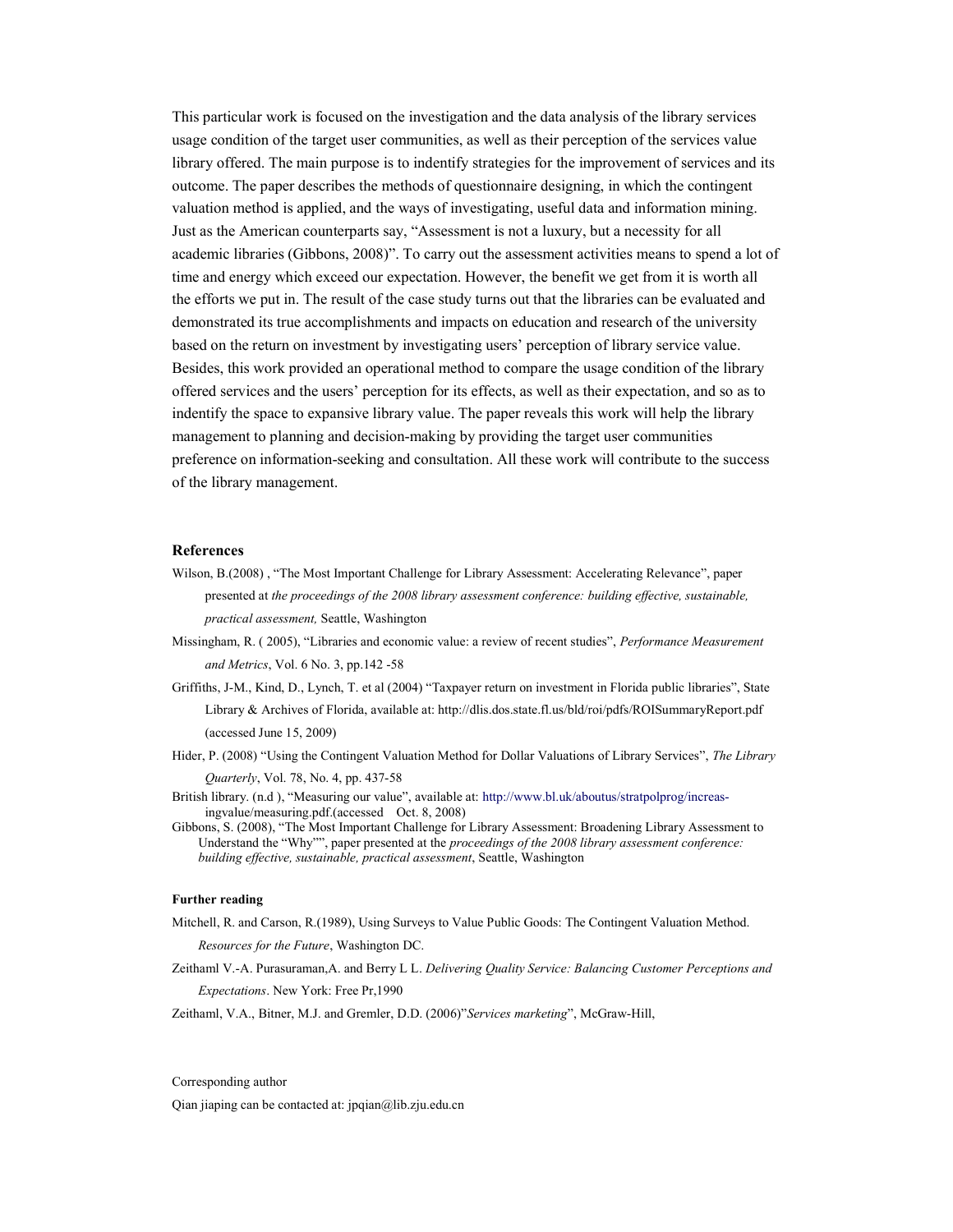This particular work is focused on the investigation and the data analysis of the library services usage condition of the target user communities, as well as their perception of the services value library offered. The main purpose is to indentify strategies for the improvement of services and its outcome. The paper describes the methods of questionnaire designing, in which the contingent valuation method is applied, and the ways of investigating, useful data and information mining. Just as the American counterparts say, "Assessment is not a luxury, but a necessity for all academic libraries (Gibbons, 2008)". To carry out the assessment activities means to spend a lot of time and energy which exceed our expectation. However, the benefit we get from it is worth all the efforts we put in. The result of the case study turns out that the libraries can be evaluated and demonstrated its true accomplishments and impacts on education and research of the university based on the return on investment by investigating users' perception of library service value. Besides, this work provided an operational method to compare the usage condition of the library offered services and the users' perception for its effects, as well as their expectation, and so as to indentify the space to expansive library value. The paper reveals this work will help the library management to planning and decision-making by providing the target user communities preference on information-seeking and consultation. All these work will contribute to the success of the library management.

## References

Wilson, B.(2008) , "The Most Important Challenge for Library Assessment: Accelerating Relevance", paper presented at *the proceedings of the 2008 library assessment conference: building effective, sustainable, practical assessment,* Seattle, Washington

Missingham, R. ( 2005), "Libraries and economic value: a review of recent studies", *Performance Measurement and Metrics*, Vol. 6 No. 3, pp.142 -58

Griffiths, J-M., Kind, D., Lynch, T. et al (2004) "Taxpayer return on investment in Florida public libraries", State Library & Archives of Florida, available at: http://dlis.dos.state.fl.us/bld/roi/pdfs/ROISummaryReport.pdf (accessed June 15, 2009)

Hider, P. (2008) "Using the Contingent Valuation Method for Dollar Valuations of Library Services", *The Library Quarterly*, Vol. 78, No. 4, pp. 437-58

British library. (n.d ), "Measuring our value", available at: http://www.bl.uk/aboutus/stratpolprog/increasingvalue/measuring.pdf.(accessed Oct. 8, 2008)

Gibbons, S. (2008), "The Most Important Challenge for Library Assessment: Broadening Library Assessment to Understand the "Why"", paper presented at the *proceedings of the 2008 library assessment conference: building effective, sustainable, practical assessment*, Seattle, Washington

**Further reading**

Mitchell, R. and Carson, R.(1989), Using Surveys to Value Public Goods: The Contingent Valuation Method. *Resources for the Future*, Washington DC.

Zeithaml V.-A. Purasuraman,A. and Berry L L. *Delivering Quality Service: Balancing Customer Perceptions and Expectations*. New York: Free Pr,1990

Zeithaml, V.A., Bitner, M.J. and Gremler, D.D. (2006)"*Services marketing*", McGraw-Hill,

Corresponding author

Qian jiaping can be contacted at: jpqian@lib.zju.edu.cn